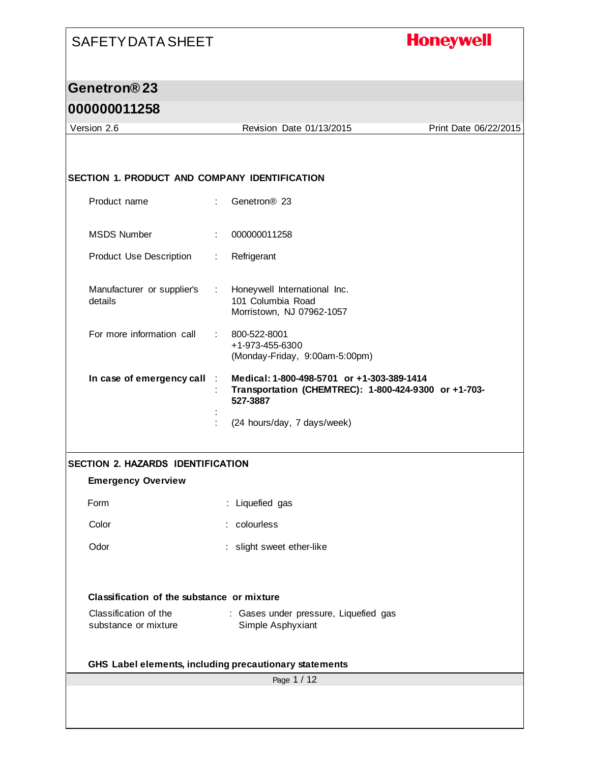# SAFETY DATA SHEET

**Honeywell**

## Genetron® 23

## 000000011258

Version 2.6 | Revision Date 01/13/2015 | Print Date 06/22/2015

### SECTION 1. PRODUCT AND COMPANY IDENTIFICATION

Product name : Genetron® 23

MSDS Number : 000000011258

Product Use Description : Refrigerant

Manufacturer or supplier's details : Honeywell International Inc.
101 Columbia Road
Morristown, NJ 07962-1057

For more information call : 800-522-8001
+1-973-455-6300
(Monday-Friday, 9:00am-5:00pm)

**In case of emergency call** : **Medical: 1-800-498-5701 or +1-303-389-1414**
: **Transportation (CHEMTREC): 1-800-424-9300 or +1-703-527-3887**
:
: (24 hours/day, 7 days/week)

### SECTION 2. HAZARDS IDENTIFICATION

**Emergency Overview**

Form : Liquefied gas

Color : colourless

Odor : slight sweet ether-like

**Classification of the substance or mixture**

Classification of the substance or mixture : Gases under pressure, Liquefied gas
Simple Asphyxiant

**GHS Label elements, including precautionary statements**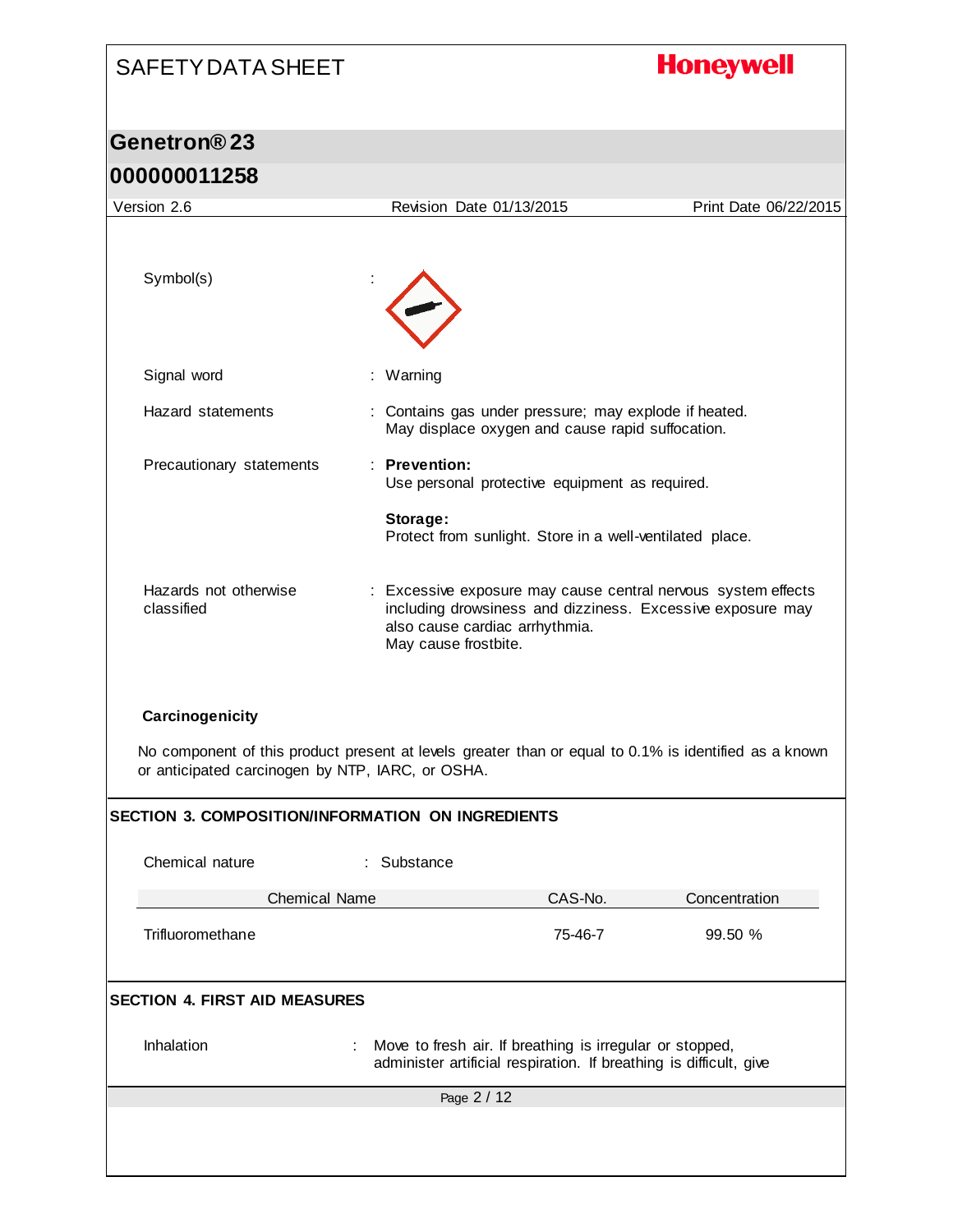Symbol(s) :

Signal word : Warning

Hazard statements : Contains gas under pressure; may explode if heated.
May displace oxygen and cause rapid suffocation.

Precautionary statements : **Prevention:**
Use personal protective equipment as required.

**Storage:**
Protect from sunlight. Store in a well-ventilated place.

Hazards not otherwise classified : Excessive exposure may cause central nervous system effects including drowsiness and dizziness. Excessive exposure may also cause cardiac arrhythmia.
May cause frostbite.

**Carcinogenicity**

No component of this product present at levels greater than or equal to 0.1% is identified as a known or anticipated carcinogen by NTP, IARC, or OSHA.

## SECTION 3. COMPOSITION/INFORMATION ON INGREDIENTS

Chemical nature : Substance

| Chemical Name | CAS-No. | Concentration |
|---|---|---|
| Trifluoromethane | 75-46-7 | 99.50 % |

## SECTION 4. FIRST AID MEASURES

Inhalation : Move to fresh air. If breathing is irregular or stopped, administer artificial respiration. If breathing is difficult, give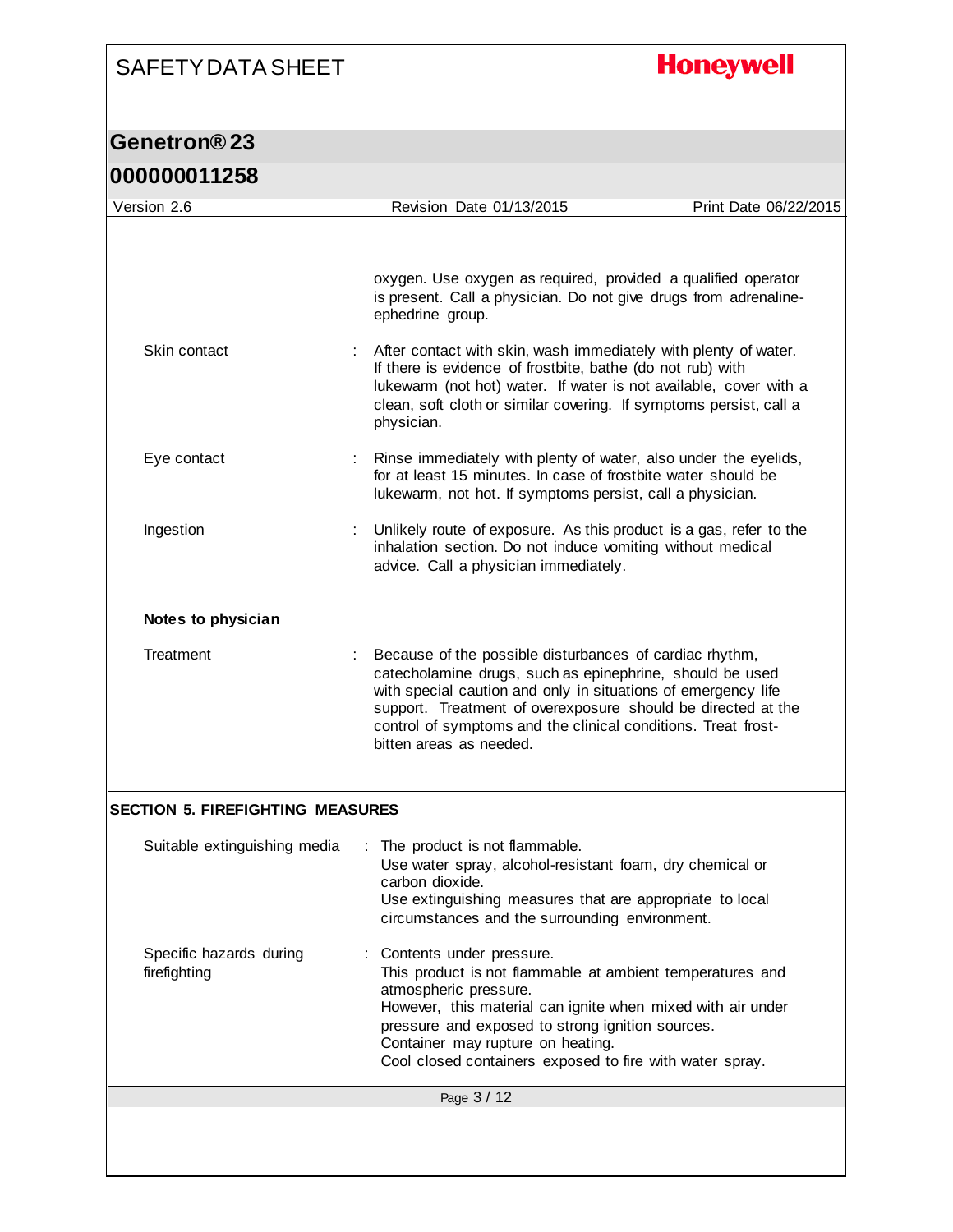oxygen. Use oxygen as required, provided a qualified operator is present. Call a physician. Do not give drugs from adrenaline-ephedrine group.

| | |
|---|---|
| Skin contact | : After contact with skin, wash immediately with plenty of water. If there is evidence of frostbite, bathe (do not rub) with lukewarm (not hot) water. If water is not available, cover with a clean, soft cloth or similar covering. If symptoms persist, call a physician. |
| Eye contact | : Rinse immediately with plenty of water, also under the eyelids, for at least 15 minutes. In case of frostbite water should be lukewarm, not hot. If symptoms persist, call a physician. |
| Ingestion | : Unlikely route of exposure. As this product is a gas, refer to the inhalation section. Do not induce vomiting without medical advice. Call a physician immediately. |

**Notes to physician**

| | |
|---|---|
| Treatment | : Because of the possible disturbances of cardiac rhythm, catecholamine drugs, such as epinephrine, should be used with special caution and only in situations of emergency life support. Treatment of overexposure should be directed at the control of symptoms and the clinical conditions. Treat frost-bitten areas as needed. |

## SECTION 5. FIREFIGHTING MEASURES

| | |
|---|---|
| Suitable extinguishing media | : The product is not flammable.<br>Use water spray, alcohol-resistant foam, dry chemical or carbon dioxide.<br>Use extinguishing measures that are appropriate to local circumstances and the surrounding environment. |
| Specific hazards during firefighting | : Contents under pressure.<br>This product is not flammable at ambient temperatures and atmospheric pressure.<br>However, this material can ignite when mixed with air under pressure and exposed to strong ignition sources.<br>Container may rupture on heating.<br>Cool closed containers exposed to fire with water spray. |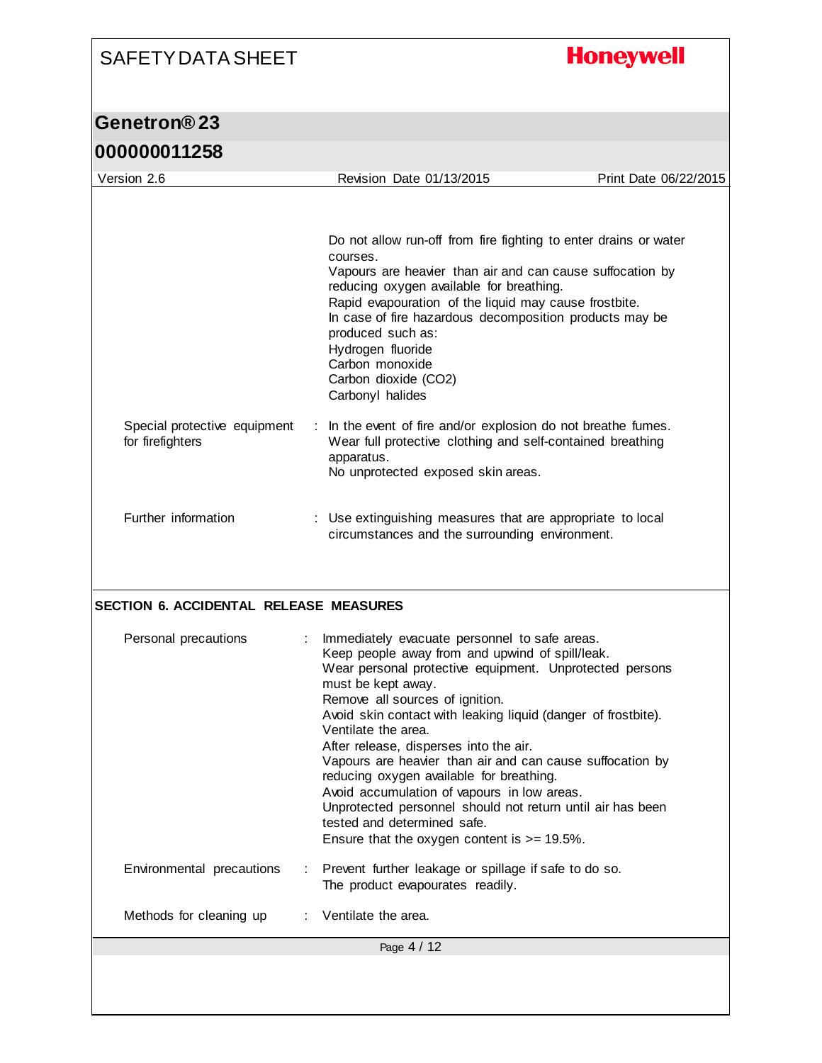Do not allow run-off from fire fighting to enter drains or water courses.
Vapours are heavier than air and can cause suffocation by reducing oxygen available for breathing.
Rapid evapouration of the liquid may cause frostbite.
In case of fire hazardous decomposition products may be produced such as:
Hydrogen fluoride
Carbon monoxide
Carbon dioxide ($CO_2$)
Carbonyl halides

| | | |
|---|---|---|
| Special protective equipment for firefighters | : | In the event of fire and/or explosion do not breathe fumes.<br>Wear full protective clothing and self-contained breathing apparatus.<br>No unprotected exposed skin areas. |
| Further information | : | Use extinguishing measures that are appropriate to local circumstances and the surrounding environment. |

## SECTION 6. ACCIDENTAL RELEASE MEASURES

| | | |
|---|---|---|
| Personal precautions | : | Immediately evacuate personnel to safe areas.<br>Keep people away from and upwind of spill/leak.<br>Wear personal protective equipment. Unprotected persons must be kept away.<br>Remove all sources of ignition.<br>Avoid skin contact with leaking liquid (danger of frostbite).<br>Ventilate the area.<br>After release, disperses into the air.<br>Vapours are heavier than air and can cause suffocation by reducing oxygen available for breathing.<br>Avoid accumulation of vapours in low areas.<br>Unprotected personnel should not return until air has been tested and determined safe.<br>Ensure that the oxygen content is >= 19.5%. |
| Environmental precautions | : | Prevent further leakage or spillage if safe to do so.<br>The product evapourates readily. |
| Methods for cleaning up | : | Ventilate the area. |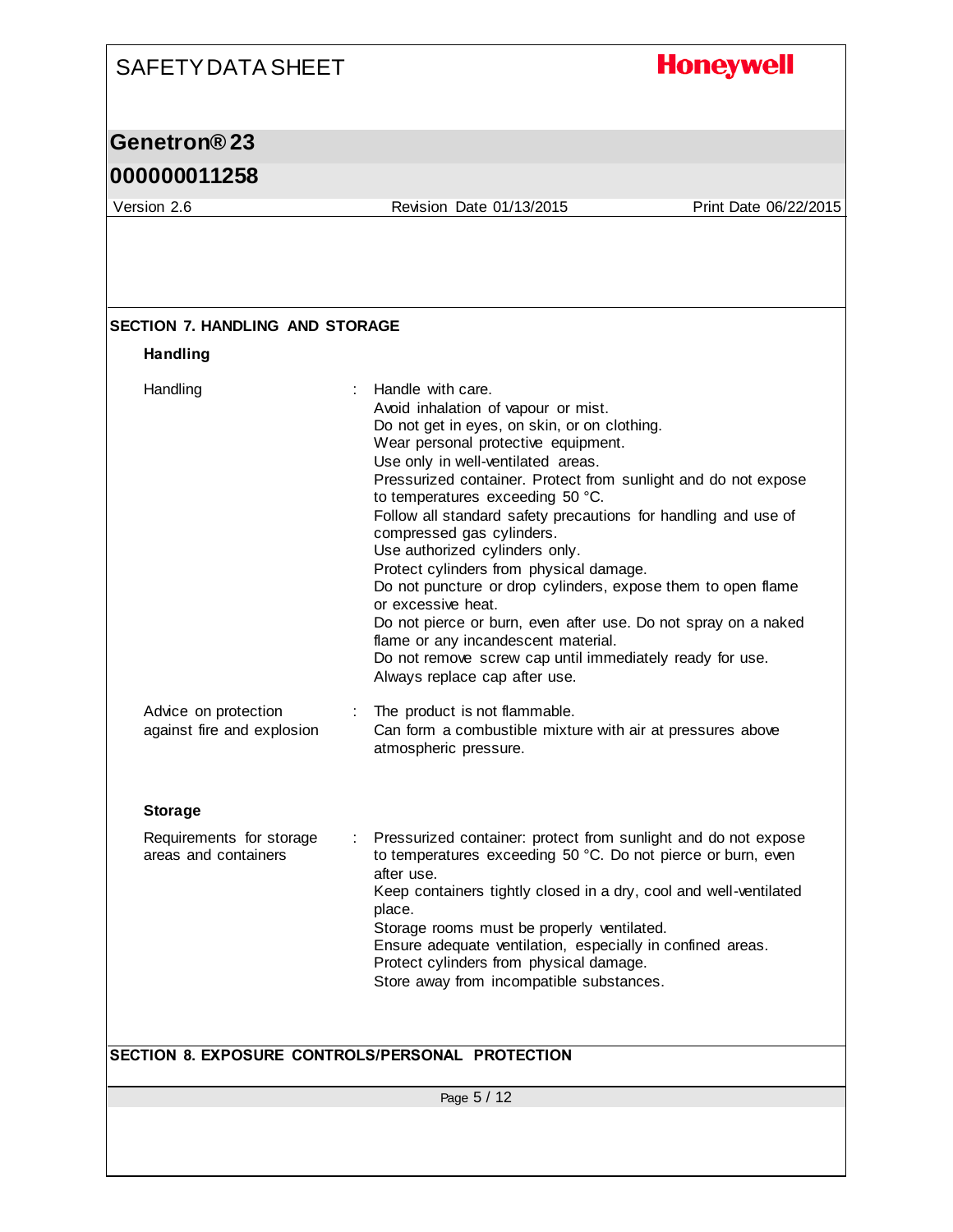## SECTION 7. HANDLING AND STORAGE

### Handling

| | |
|---|---|
| Handling | Handle with care.<br>Avoid inhalation of vapour or mist.<br>Do not get in eyes, on skin, or on clothing.<br>Wear personal protective equipment.<br>Use only in well-ventilated areas.<br>Pressurized container. Protect from sunlight and do not expose to temperatures exceeding 50 °C.<br>Follow all standard safety precautions for handling and use of compressed gas cylinders.<br>Use authorized cylinders only.<br>Protect cylinders from physical damage.<br>Do not puncture or drop cylinders, expose them to open flame or excessive heat.<br>Do not pierce or burn, even after use. Do not spray on a naked flame or any incandescent material.<br>Do not remove screw cap until immediately ready for use.<br>Always replace cap after use. |
| Advice on protection against fire and explosion | The product is not flammable.<br>Can form a combustible mixture with air at pressures above atmospheric pressure. |

### Storage

| | |
|---|---|
| Requirements for storage areas and containers | Pressurized container: protect from sunlight and do not expose to temperatures exceeding 50 °C. Do not pierce or burn, even after use.<br>Keep containers tightly closed in a dry, cool and well-ventilated place.<br>Storage rooms must be properly ventilated.<br>Ensure adequate ventilation, especially in confined areas.<br>Protect cylinders from physical damage.<br>Store away from incompatible substances. |

## SECTION 8. EXPOSURE CONTROLS/PERSONAL PROTECTION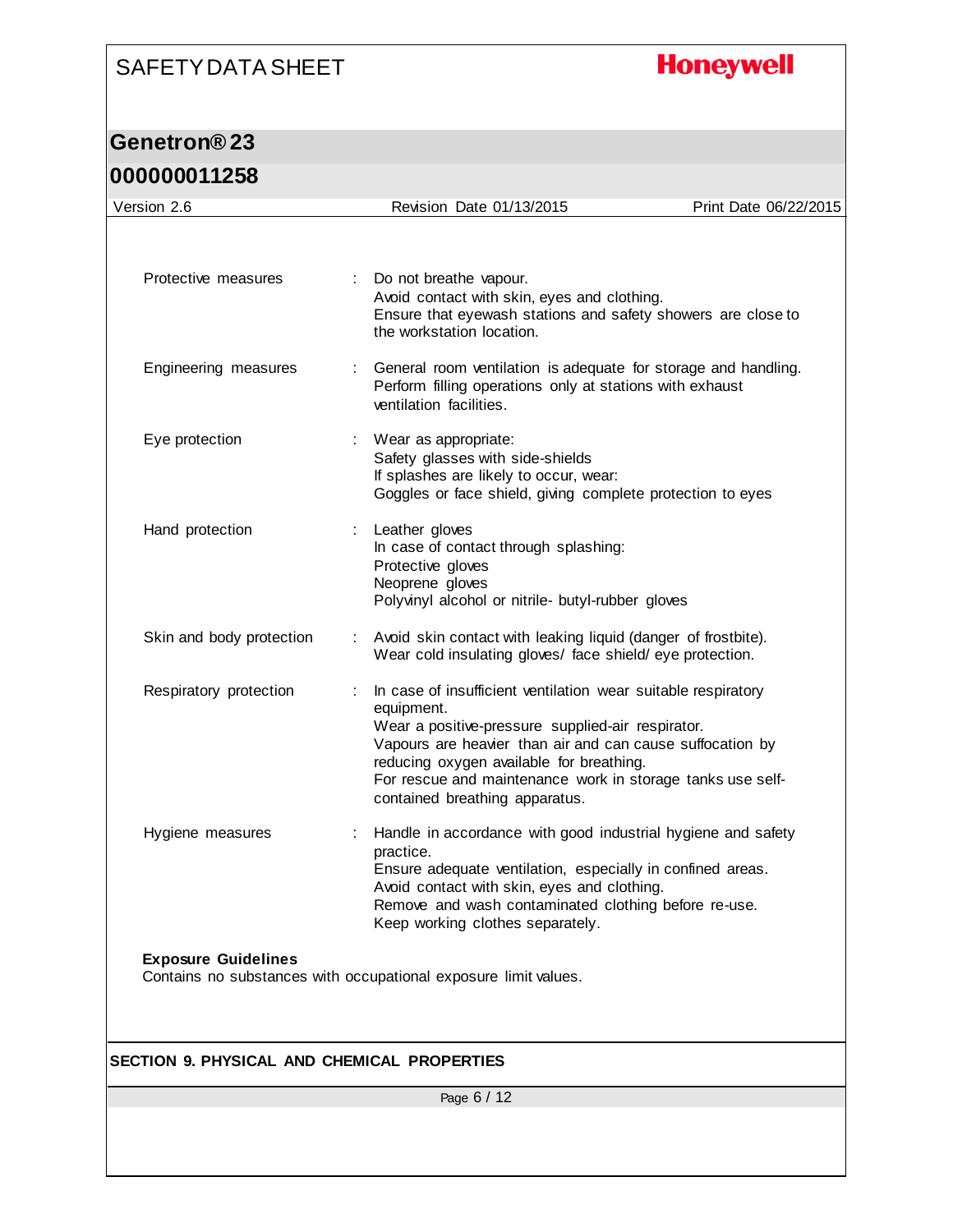| | | |
|---|---|---|
| Protective measures | : | Do not breathe vapour.<br>Avoid contact with skin, eyes and clothing.<br>Ensure that eyewash stations and safety showers are close to the workstation location. |
| Engineering measures | : | General room ventilation is adequate for storage and handling.<br>Perform filling operations only at stations with exhaust ventilation facilities. |
| Eye protection | : | Wear as appropriate:<br>Safety glasses with side-shields<br>If splashes are likely to occur, wear:<br>Goggles or face shield, giving complete protection to eyes |
| Hand protection | : | Leather gloves<br>In case of contact through splashing:<br>Protective gloves<br>Neoprene gloves<br>Polyvinyl alcohol or nitrile- butyl-rubber gloves |
| Skin and body protection | : | Avoid skin contact with leaking liquid (danger of frostbite).<br>Wear cold insulating gloves/ face shield/ eye protection. |
| Respiratory protection | : | In case of insufficient ventilation wear suitable respiratory equipment.<br>Wear a positive-pressure supplied-air respirator.<br>Vapours are heavier than air and can cause suffocation by reducing oxygen available for breathing.<br>For rescue and maintenance work in storage tanks use self-contained breathing apparatus. |
| Hygiene measures | : | Handle in accordance with good industrial hygiene and safety practice.<br>Ensure adequate ventilation, especially in confined areas.<br>Avoid contact with skin, eyes and clothing.<br>Remove and wash contaminated clothing before re-use.<br>Keep working clothes separately. |

**Exposure Guidelines**

Contains no substances with occupational exposure limit values.

## SECTION 9. PHYSICAL AND CHEMICAL PROPERTIES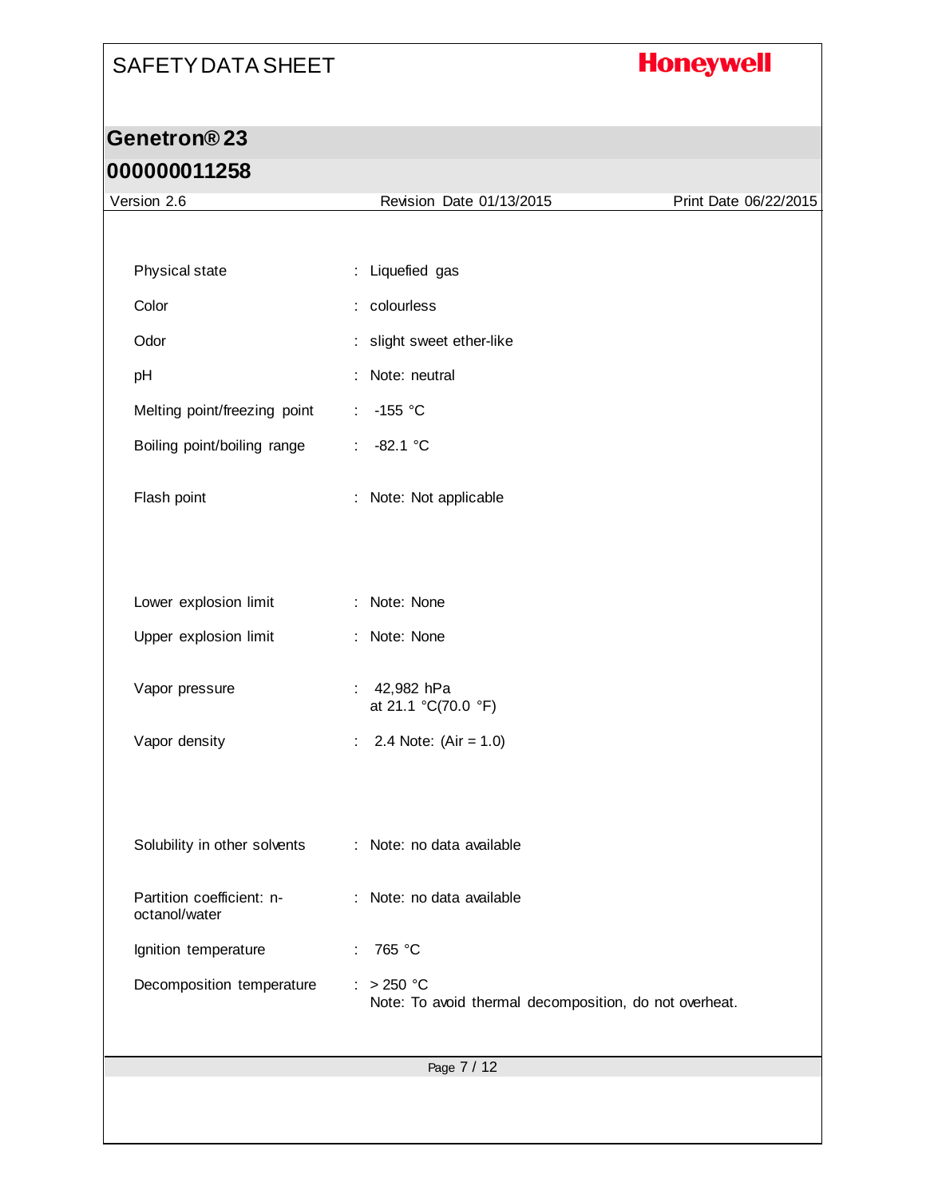| Property | | Value |
|---|---|---|
| Physical state | : | Liquefied gas |
| Color | : | colourless |
| Odor | : | slight sweet ether-like |
| pH | : | Note: neutral |
| Melting point/freezing point | : | -155 °C |
| Boiling point/boiling range | : | -82.1 °C |
| Flash point | : | Note: Not applicable |
| Lower explosion limit | : | Note: None |
| Upper explosion limit | : | Note: None |
| Vapor pressure | : | 42,982 hPa at 21.1 °C(70.0 °F) |
| Vapor density | : | 2.4 Note: (Air = 1.0) |
| Solubility in other solvents | : | Note: no data available |
| Partition coefficient: n-octanol/water | : | Note: no data available |
| Ignition temperature | : | 765 °C |
| Decomposition temperature | : | > 250 °C Note: To avoid thermal decomposition, do not overheat. |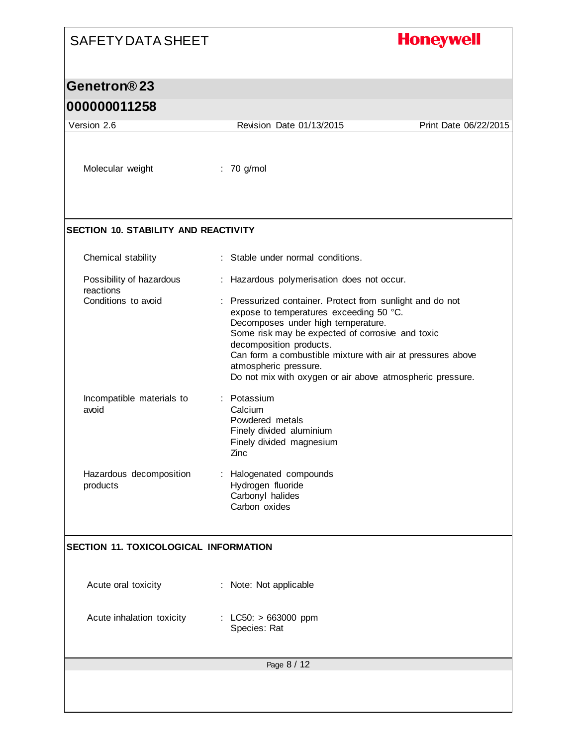Molecular weight : 70 g/mol

## SECTION 10. STABILITY AND REACTIVITY

| | |
|---|---|
| Chemical stability | : Stable under normal conditions. |
| Possibility of hazardous reactions | : Hazardous polymerisation does not occur. |
| Conditions to avoid | : Pressurized container. Protect from sunlight and do not expose to temperatures exceeding 50 °C.<br>Decomposes under high temperature.<br>Some risk may be expected of corrosive and toxic decomposition products.<br>Can form a combustible mixture with air at pressures above atmospheric pressure.<br>Do not mix with oxygen or air above atmospheric pressure. |
| Incompatible materials to avoid | : Potassium<br>Calcium<br>Powdered metals<br>Finely divided aluminium<br>Finely divided magnesium<br>Zinc |
| Hazardous decomposition products | : Halogenated compounds<br>Hydrogen fluoride<br>Carbonyl halides<br>Carbon oxides |

## SECTION 11. TOXICOLOGICAL INFORMATION

| | |
|---|---|
| Acute oral toxicity | : Note: Not applicable |
| Acute inhalation toxicity | : LC50: > 663000 ppm<br>Species: Rat |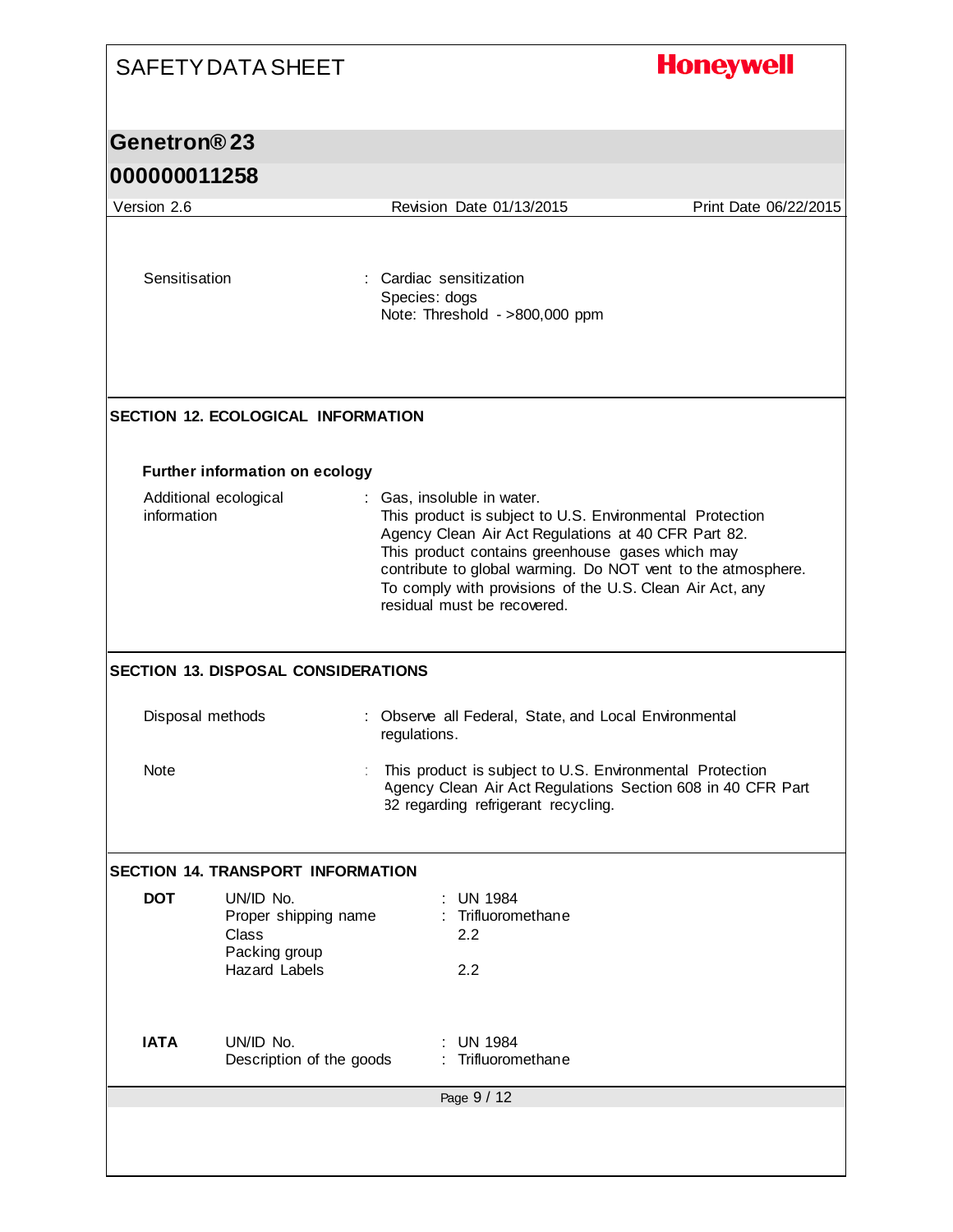| | |
|---|---|
| Sensitisation | : Cardiac sensitization<br>Species: dogs<br>Note: Threshold - >800,000 ppm |

## SECTION 12. ECOLOGICAL INFORMATION

### Further information on ecology

| | |
|---|---|
| Additional ecological information | : Gas, insoluble in water.<br>This product is subject to U.S. Environmental Protection Agency Clean Air Act Regulations at 40 CFR Part 82.<br>This product contains greenhouse gases which may contribute to global warming. Do NOT vent to the atmosphere.<br>To comply with provisions of the U.S. Clean Air Act, any residual must be recovered. |

## SECTION 13. DISPOSAL CONSIDERATIONS

| | |
|---|---|
| Disposal methods | : Observe all Federal, State, and Local Environmental regulations. |
| Note | : This product is subject to U.S. Environmental Protection Agency Clean Air Act Regulations Section 608 in 40 CFR Part 82 regarding refrigerant recycling. |

## SECTION 14. TRANSPORT INFORMATION

| | | |
|---|---|---|
| **DOT** | UN/ID No. | : UN 1984 |
| | Proper shipping name | : Trifluoromethane |
| | Class | 2.2 |
| | Packing group | |
| | Hazard Labels | 2.2 |
| **IATA** | UN/ID No. | : UN 1984 |
| | Description of the goods | : Trifluoromethane |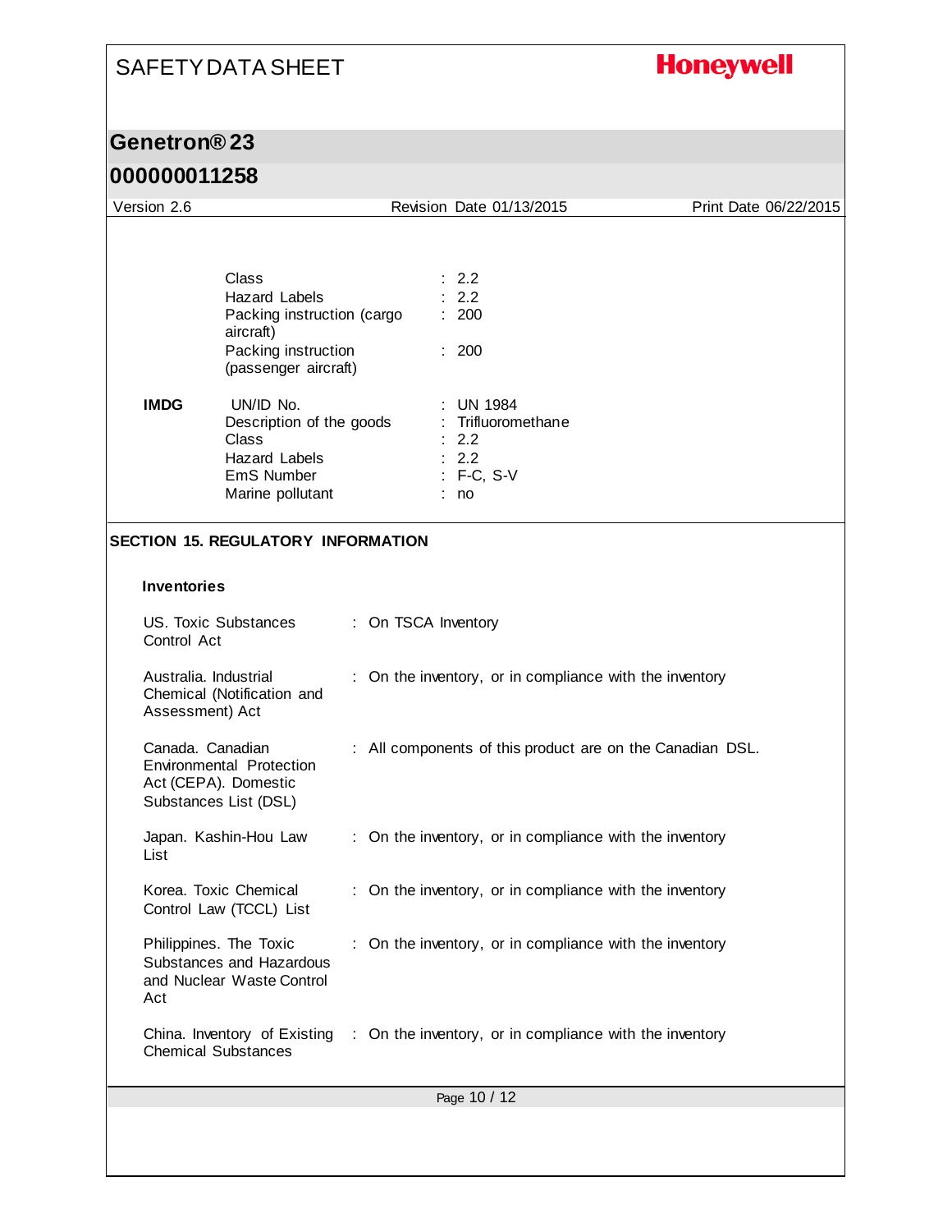| | | |
|---|---|---|
| | Class | : 2.2 |
| | Hazard Labels | : 2.2 |
| | Packing instruction (cargo aircraft) | : 200 |
| | Packing instruction (passenger aircraft) | : 200 |
| **IMDG** | UN/ID No. | : UN 1984 |
| | Description of the goods | : Trifluoromethane |
| | Class | : 2.2 |
| | Hazard Labels | : 2.2 |
| | EmS Number | : F-C, S-V |
| | Marine pollutant | : no |

## SECTION 15. REGULATORY INFORMATION

### Inventories

| | |
|---|---|
| US. Toxic Substances Control Act | : On TSCA Inventory |
| Australia. Industrial Chemical (Notification and Assessment) Act | : On the inventory, or in compliance with the inventory |
| Canada. Canadian Environmental Protection Act (CEPA). Domestic Substances List (DSL) | : All components of this product are on the Canadian DSL. |
| Japan. Kashin-Hou Law List | : On the inventory, or in compliance with the inventory |
| Korea. Toxic Chemical Control Law (TCCL) List | : On the inventory, or in compliance with the inventory |
| Philippines. The Toxic Substances and Hazardous and Nuclear Waste Control Act | : On the inventory, or in compliance with the inventory |
| China. Inventory of Existing Chemical Substances | : On the inventory, or in compliance with the inventory |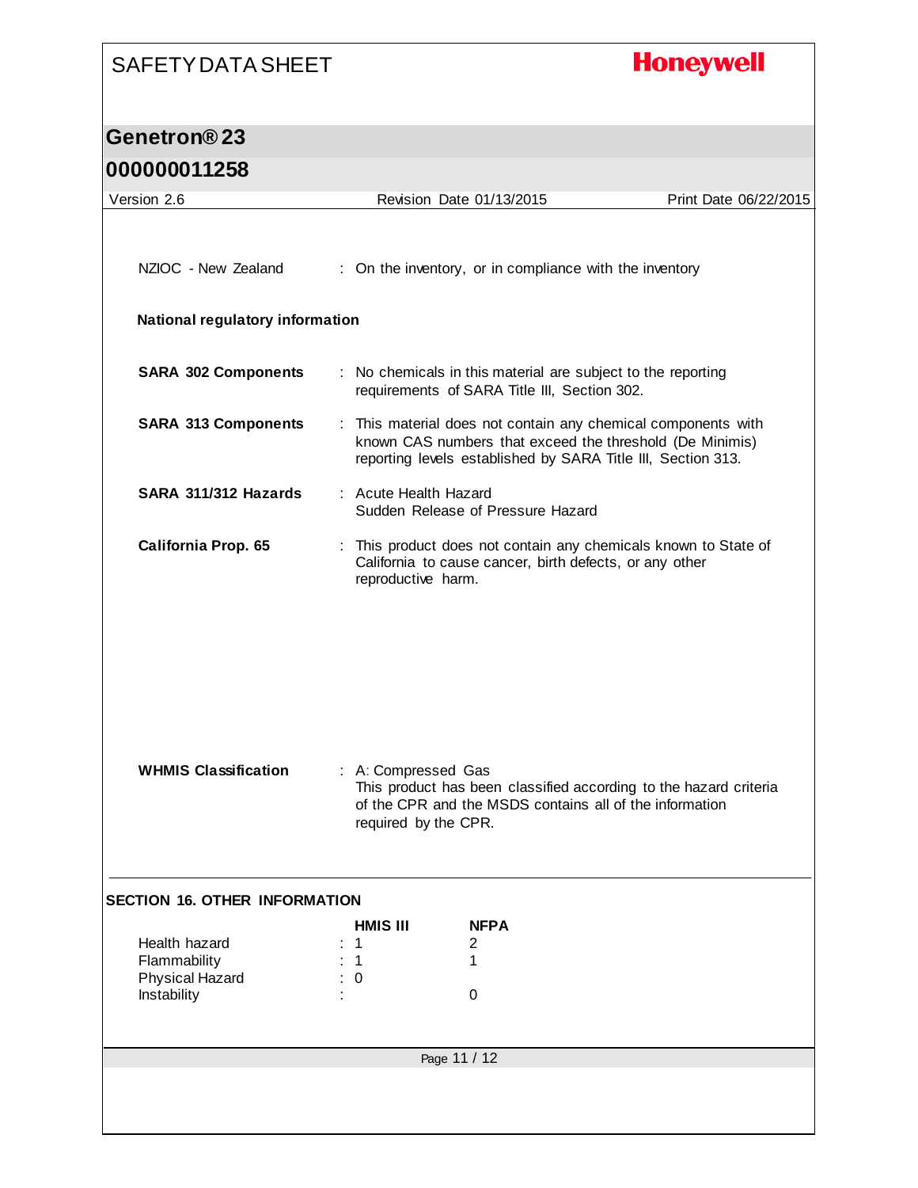NZIOC - New Zealand : On the inventory, or in compliance with the inventory

**National regulatory information**

**SARA 302 Components** : No chemicals in this material are subject to the reporting requirements of SARA Title III, Section 302.

**SARA 313 Components** : This material does not contain any chemical components with known CAS numbers that exceed the threshold (De Minimis) reporting levels established by SARA Title III, Section 313.

**SARA 311/312 Hazards** : Acute Health Hazard
Sudden Release of Pressure Hazard

**California Prop. 65** : This product does not contain any chemicals known to State of California to cause cancer, birth defects, or any other reproductive harm.

**WHMIS Classification** : A: Compressed Gas
This product has been classified according to the hazard criteria of the CPR and the MSDS contains all of the information required by the CPR.

## SECTION 16. OTHER INFORMATION

| | HMIS III | NFPA |
|---|---|---|
| Health hazard | 1 | 2 |
| Flammability | 1 | 1 |
| Physical Hazard | 0 | |
| Instability | | 0 |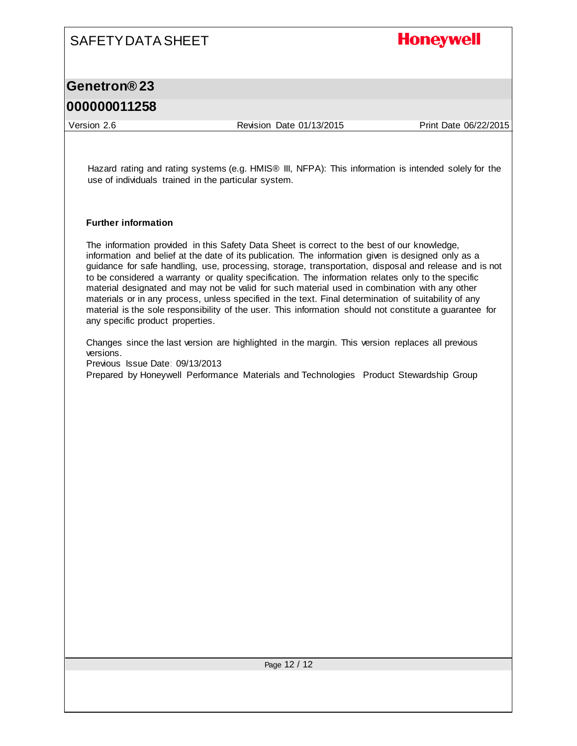Hazard rating and rating systems (e.g. HMIS® III, NFPA): This information is intended solely for the use of individuals trained in the particular system.

**Further information**

The information provided in this Safety Data Sheet is correct to the best of our knowledge, information and belief at the date of its publication. The information given is designed only as a guidance for safe handling, use, processing, storage, transportation, disposal and release and is not to be considered a warranty or quality specification. The information relates only to the specific material designated and may not be valid for such material used in combination with any other materials or in any process, unless specified in the text. Final determination of suitability of any material is the sole responsibility of the user. This information should not constitute a guarantee for any specific product properties.

Changes since the last version are highlighted in the margin. This version replaces all previous versions.
Previous Issue Date: 09/13/2013
Prepared by Honeywell Performance Materials and Technologies Product Stewardship Group